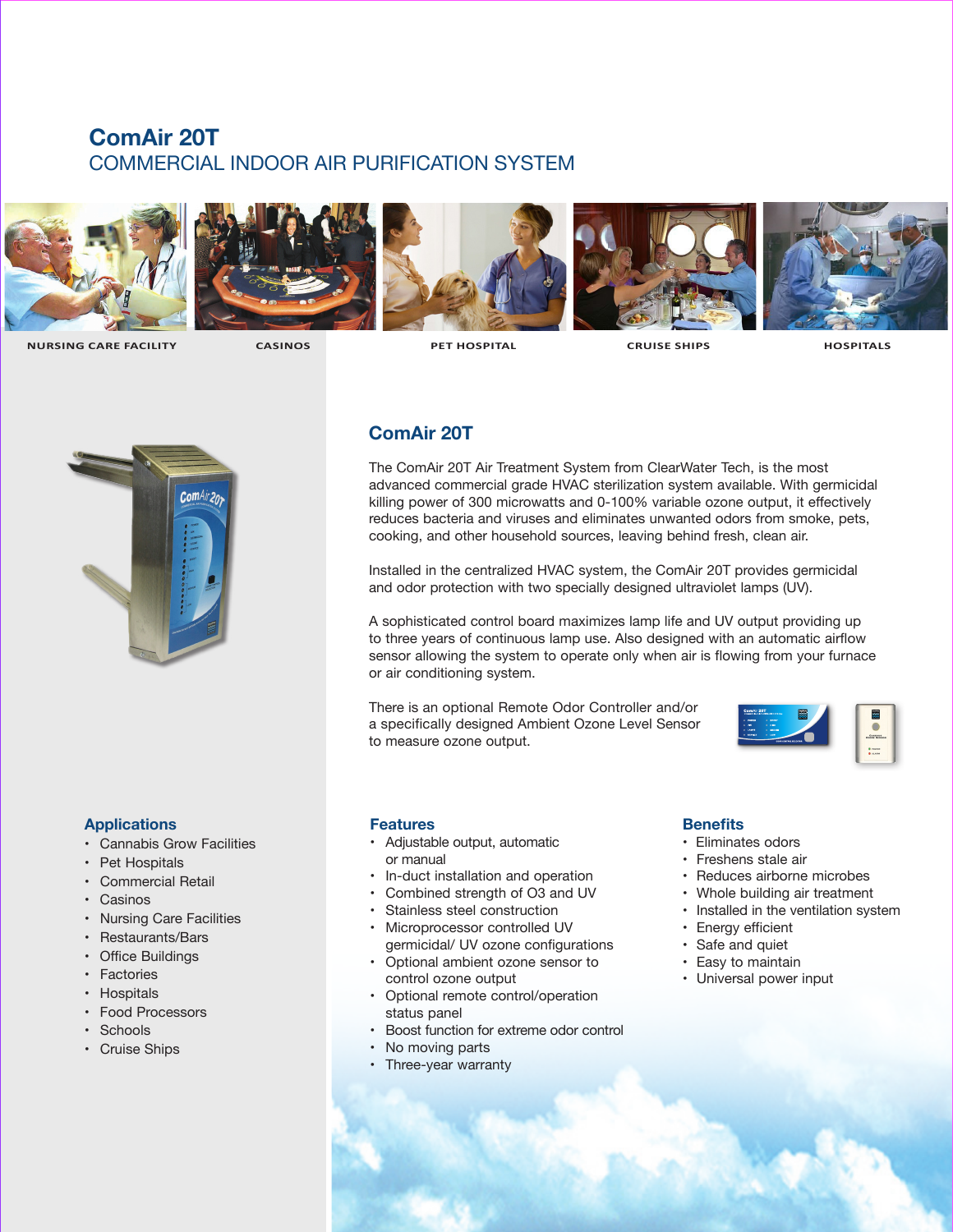# ComAir 20T

## COMMERCIAL INDOOR AIR PURIFICATION SYSTEM

NURSING CARE FACILITY | CASINOS | PET HOSPITAL | CRUISE SHIPS | HOSPITALS

## ComAir 20T

The ComAir 20T Air Treatment System from ClearWater Tech, is the most advanced commercial grade HVAC sterilization system available. With germicidal killing power of 300 microwatts and 0-100% variable ozone output, it effectively reduces bacteria and viruses and eliminates unwanted odors from smoke, pets, cooking, and other household sources, leaving behind fresh, clean air.

Installed in the centralized HVAC system, the ComAir 20T provides germicidal and odor protection with two specially designed ultraviolet lamps (UV).

A sophisticated control board maximizes lamp life and UV output providing up to three years of continuous lamp use. Also designed with an automatic airflow sensor allowing the system to operate only when air is flowing from your furnace or air conditioning system.

There is an optional Remote Odor Controller and/or a specifically designed Ambient Ozone Level Sensor to measure ozone output.

### Applications

- Cannabis Grow Facilities
- Pet Hospitals
- Commercial Retail
- Casinos
- Nursing Care Facilities
- Restaurants/Bars
- Office Buildings
- Factories
- Hospitals
- Food Processors
- Schools
- Cruise Ships

### Features

- Adjustable output, automatic or manual
- In-duct installation and operation
- Combined strength of $O_3$ and UV
- Stainless steel construction
- Microprocessor controlled UV germicidal/ UV ozone configurations
- Optional ambient ozone sensor to control ozone output
- Optional remote control/operation status panel
- Boost function for extreme odor control
- No moving parts
- Three-year warranty

### Benefits

- Eliminates odors
- Freshens stale air
- Reduces airborne microbes
- Whole building air treatment
- Installed in the ventilation system
- Energy efficient
- Safe and quiet
- Easy to maintain
- Universal power input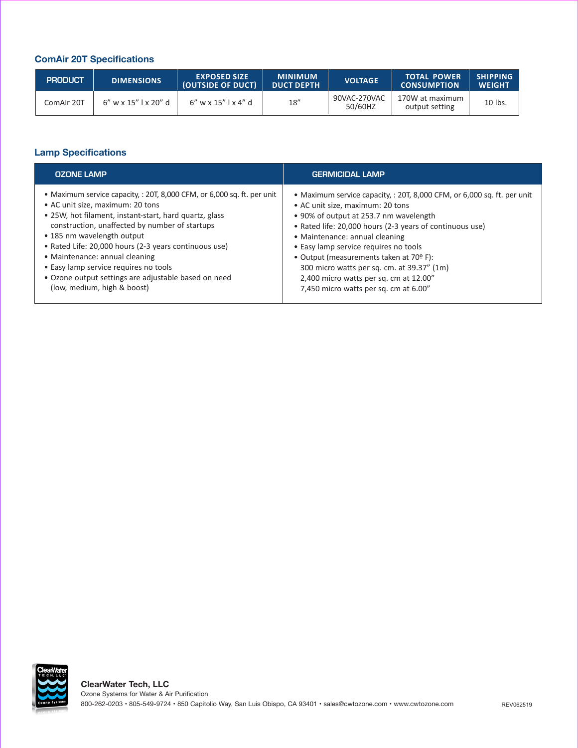## ComAir 20T Specifications

| PRODUCT | DIMENSIONS | EXPOSED SIZE (OUTSIDE OF DUCT) | MINIMUM DUCT DEPTH | VOLTAGE | TOTAL POWER CONSUMPTION | SHIPPING WEIGHT |
|---|---|---|---|---|---|---|
| ComAir 20T | 6" w x 15" l x 20" d | 6" w x 15" l x 4" d | 18" | 90VAC-270VAC 50/60HZ | 170W at maximum output setting | 10 lbs. |

## Lamp Specifications

| OZONE LAMP | GERMICIDAL LAMP |
|---|---|
| • Maximum service capacity, : 20T, 8,000 CFM, or 6,000 sq. ft. per unit<br>• AC unit size, maximum: 20 tons<br>• 25W, hot filament, instant-start, hard quartz, glass construction, unaffected by number of startups<br>• 185 nm wavelength output<br>• Rated Life: 20,000 hours (2-3 years continuous use)<br>• Maintenance: annual cleaning<br>• Easy lamp service requires no tools<br>• Ozone output settings are adjustable based on need (low, medium, high & boost) | • Maximum service capacity, : 20T, 8,000 CFM, or 6,000 sq. ft. per unit<br>• AC unit size, maximum: 20 tons<br>• 90% of output at 253.7 nm wavelength<br>• Rated life: 20,000 hours (2-3 years of continuous use)<br>• Maintenance: annual cleaning<br>• Easy lamp service requires no tools<br>• Output (measurements taken at 70º F):<br>300 micro watts per sq. cm. at 39.37" (1m)<br>2,400 micro watts per sq. cm at 12.00"<br>7,450 micro watts per sq. cm at 6.00" |

**ClearWater Tech, LLC**
Ozone Systems for Water & Air Purification
800-262-0203 • 805-549-9724 • 850 Capitolio Way, San Luis Obispo, CA 93401 • sales@cwtozone.com • www.cwtozone.com

REV062519